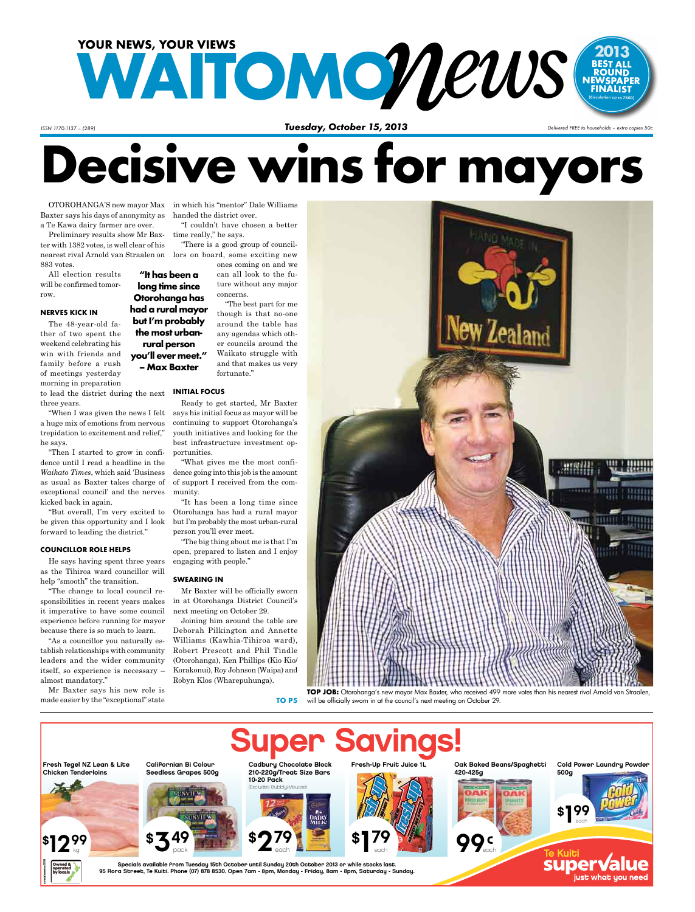YOUR NEWS, YOUR VIEWS

# WAITOMO News

2013 BEST ALL ROUND NEWSPAPER FINALIST (Circulation up to 7500)

ISSN 1170-1137 – (289) | **Tuesday, October 15, 2013** | *Delivered FREE to households – extra copies 50c*

# Decisive wins for mayors

OTOROHANGA'S new mayor Max Baxter says his days of anonymity as a Te Kawa dairy farmer are over.

Preliminary results show Mr Baxter with 1382 votes, is well clear of his nearest rival Arnold van Straalen on 883 votes.

All election results will be confirmed tomorrow.

### NERVES KICK IN

The 48-year-old father of two spent the weekend celebrating his win with friends and family before a rush of meetings yesterday morning in preparation to lead the district during the next three years.

"When I was given the news I felt a huge mix of emotions from nervous trepidation to excitement and relief," he says.

"Then I started to grow in confidence until I read a headline in the *Waikato Times*, which said 'Business as usual as Baxter takes charge of exceptional council' and the nerves kicked back in again.

"But overall, I'm very excited to be given this opportunity and I look forward to leading the district."

### COUNCILLOR ROLE HELPS

He says having spent three years as the Tihiroa ward councillor will help "smooth" the transition.

"The change to local council responsibilities in recent years makes it imperative to have some council experience before running for mayor because there is so much to learn.

"As a councillor you naturally establish relationships with community leaders and the wider community itself, so experience is necessary – almost mandatory."

Mr Baxter says his new role is made easier by the "exceptional" state in which his "mentor" Dale Williams handed the district over.

"I couldn't have chosen a better time really," he says.

"There is a good group of councillors on board, some exciting new ones coming on and we can all look to the future without any major concerns.

"The best part for me though is that no-one around the table has any agendas which other councils around the Waikato struggle with and that makes us very fortunate."

> **"It has been a long time since Otorohanga has had a rural mayor but I'm probably the most urban-rural person you'll ever meet." – Max Baxter**

### INITIAL FOCUS

Ready to get started, Mr Baxter says his initial focus as mayor will be continuing to support Otorohanga's youth initiatives and looking for the best infrastructure investment opportunities.

"What gives me the most confidence going into this job is the amount of support I received from the community.

"It has been a long time since Otorohanga has had a rural mayor but I'm probably the most urban-rural person you'll ever meet.

"The big thing about me is that I'm open, prepared to listen and I enjoy engaging with people."

### SWEARING IN

Mr Baxter will be officially sworn in at Otorohanga District Council's next meeting on October 29.

Joining him around the table are Deborah Pilkington and Annette Williams (Kawhia-Tihiroa ward), Robert Prescott and Phil Tindle (Otorohanga), Ken Phillips (Kio Kio/Korakonui), Roy Johnson (Waipa) and Robyn Klos (Wharepuhunga).

**TO P5**

**TOP JOB:** Otorohanga's new mayor Max Baxter, who received 499 more votes than his nearest rival Arnold van Straalen, will be officially sworn in at the council's next meeting on October 29.

# Super Savings!

| Item | Price |
|---|---|
| Fresh Tegel NZ Lean & Lite Chicken Tenderloins | $12.99 kg |
| Californian Bi Colour Seedless Grapes 500g | $3.49 pack |
| Cadbury Chocolate Block 210-220g/Treat Size Bars 10-20 Pack (Excludes Bubbly/Mousse) | $2.79 each |
| Fresh-Up Fruit Juice 1L | $1.79 each |
| Oak Baked Beans/Spaghetti 420-425g | 99c each |
| Cold Power Laundry Powder 500g | $1.99 each |

Owned & operated by locals

Specials available from Tuesday 15th October until Sunday 20th October 2013 or while stocks last.
95 Rora Street, Te Kuiti. Phone (07) 878 8530. Open 7am - 8pm, Monday - Friday, 8am - 8pm, Saturday - Sunday.

Te Kuiti supervalue – just what you need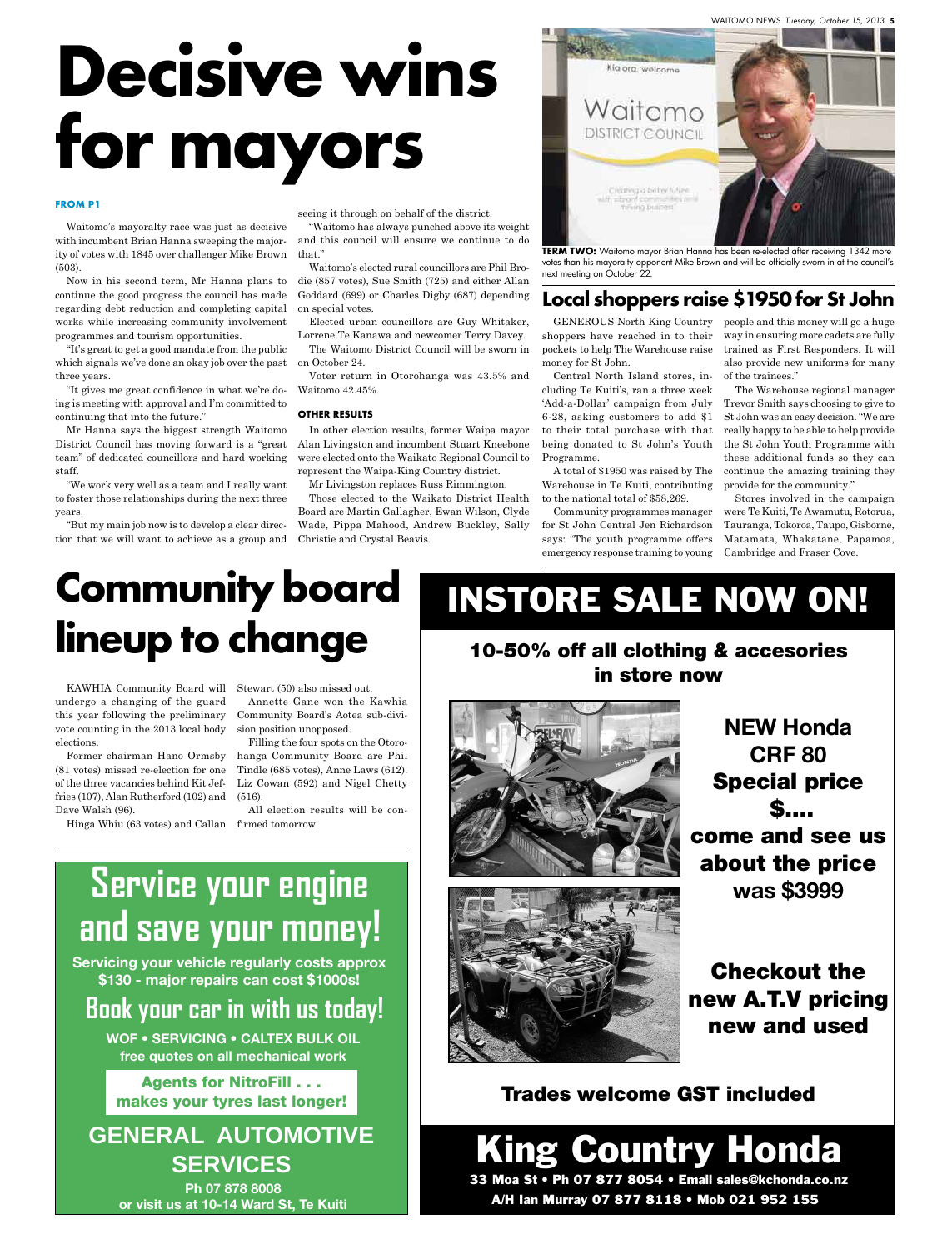# Decisive wins for mayors

**FROM P1**

Waitomo's mayoralty race was just as decisive with incumbent Brian Hanna sweeping the majority of votes with 1845 over challenger Mike Brown (503).

Now in his second term, Mr Hanna plans to continue the good progress the council has made regarding debt reduction and completing capital works while increasing community involvement programmes and tourism opportunities.

"It's great to get a good mandate from the public which signals we've done an okay job over the past three years.

"It gives me great confidence in what we're doing is meeting with approval and I'm committed to continuing that into the future."

Mr Hanna says the biggest strength Waitomo District Council has moving forward is a "great team" of dedicated councillors and hard working staff.

"We work very well as a team and I really want to foster those relationships during the next three years.

"But my main job now is to develop a clear direction that we will want to achieve as a group and seeing it through on behalf of the district.

"Waitomo has always punched above its weight and this council will ensure we continue to do that."

Waitomo's elected rural councillors are Phil Brodie (857 votes), Sue Smith (725) and either Allan Goddard (699) or Charles Digby (687) depending on special votes.

Elected urban councillors are Guy Whitaker, Lorrene Te Kanawa and newcomer Terry Davey.

The Waitomo District Council will be sworn in on October 24.

Voter return in Otorohanga was 43.5% and Waitomo 42.45%.

**OTHER RESULTS**

In other election results, former Waipa mayor Alan Livingston and incumbent Stuart Kneebone were elected onto the Waikato Regional Council to represent the Waipa-King Country district.

Mr Livingston replaces Russ Rimmington.

Those elected to the Waikato District Health Board are Martin Gallagher, Ewan Wilson, Clyde Wade, Pippa Mahood, Andrew Buckley, Sally Christie and Crystal Beavis.

**TERM TWO:** Waitomo mayor Brian Hanna has been re-elected after receiving 1342 more votes than his mayoralty opponent Mike Brown and will be officially sworn in at the council's next meeting on October 22.

## Local shoppers raise $1950 for St John

GENEROUS North King Country shoppers have reached in to their pockets to help The Warehouse raise money for St John.

Central North Island stores, including Te Kuiti's, ran a three week 'Add-a-Dollar' campaign from July 6-28, asking customers to add $1 to their total purchase with that being donated to St John's Youth Programme.

A total of $1950 was raised by The Warehouse in Te Kuiti, contributing to the national total of $58,269.

Community programmes manager for St John Central Jen Richardson says: "The youth programme offers emergency response training to young people and this money will go a huge way in ensuring more cadets are fully trained as First Responders. It will also provide new uniforms for many of the trainees."

The Warehouse regional manager Trevor Smith says choosing to give to St John was an easy decision. "We are really happy to be able to help provide the St John Youth Programme with these additional funds so they can continue the amazing training they provide for the community."

Stores involved in the campaign were Te Kuiti, Te Awamutu, Rotorua, Tauranga, Tokoroa, Taupo, Gisborne, Matamata, Whakatane, Papamoa, Cambridge and Fraser Cove.

# Community board lineup to change

KAWHIA Community Board will undergo a changing of the guard this year following the preliminary vote counting in the 2013 local body elections.

Former chairman Hano Ormsby (81 votes) missed re-election for one of the three vacancies behind Kit Jeffries (107), Alan Rutherford (102) and Dave Walsh (96).

Hinga Whiu (63 votes) and Callan Stewart (50) also missed out.

Annette Gane won the Kawhia Community Board's Aotea sub-division position unopposed.

Filling the four spots on the Otorohanga Community Board are Phil Tindle (685 votes), Anne Laws (612). Liz Cowan (592) and Nigel Chetty (516).

All election results will be confirmed tomorrow.

# Service your engine and save your money!

**Servicing your vehicle regularly costs approx $130 - major repairs can cost $1000s!**

## Book your car in with us today!

**WOF • SERVICING • CALTEX BULK OIL**
**free quotes on all mechanical work**

**Agents for NitroFill . . . makes your tyres last longer!**

## GENERAL AUTOMOTIVE SERVICES

**Ph 07 878 8008**
**or visit us at 10-14 Ward St, Te Kuiti**

# INSTORE SALE NOW ON!

**10-50% off all clothing & accesories in store now**

**NEW Honda CRF 80 Special price $.... come and see us about the price was $3999**

**Checkout the new A.T.V pricing new and used**

**Trades welcome GST included**

## King Country Honda

**33 Moa St • Ph 07 877 8054 • Email sales@kchonda.co.nz**
**A/H Ian Murray 07 877 8118 • Mob 021 952 155**